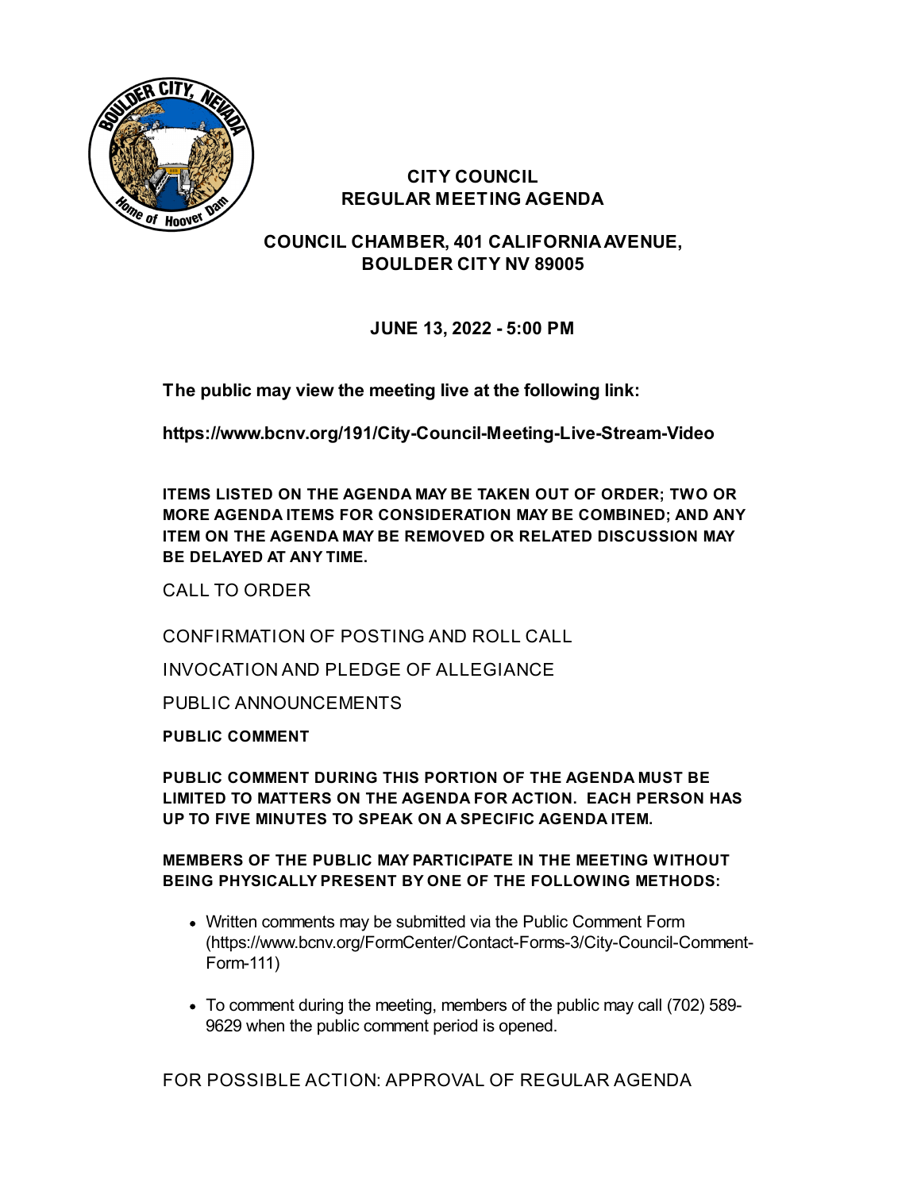# CITY COUNCIL
# REGULAR MEETING AGENDA

## COUNCIL CHAMBER, 401 CALIFORNIA AVENUE, BOULDER CITY NV 89005

### JUNE 13, 2022 - 5:00 PM

**The public may view the meeting live at the following link:**

**https://www.bcnv.org/191/City-Council-Meeting-Live-Stream-Video**

**ITEMS LISTED ON THE AGENDA MAY BE TAKEN OUT OF ORDER; TWO OR MORE AGENDA ITEMS FOR CONSIDERATION MAY BE COMBINED; AND ANY ITEM ON THE AGENDA MAY BE REMOVED OR RELATED DISCUSSION MAY BE DELAYED AT ANY TIME.**

CALL TO ORDER

CONFIRMATION OF POSTING AND ROLL CALL

INVOCATION AND PLEDGE OF ALLEGIANCE

PUBLIC ANNOUNCEMENTS

**PUBLIC COMMENT**

**PUBLIC COMMENT DURING THIS PORTION OF THE AGENDA MUST BE LIMITED TO MATTERS ON THE AGENDA FOR ACTION. EACH PERSON HAS UP TO FIVE MINUTES TO SPEAK ON A SPECIFIC AGENDA ITEM.**

**MEMBERS OF THE PUBLIC MAY PARTICIPATE IN THE MEETING WITHOUT BEING PHYSICALLY PRESENT BY ONE OF THE FOLLOWING METHODS:**

- Written comments may be submitted via the Public Comment Form (https://www.bcnv.org/FormCenter/Contact-Forms-3/City-Council-Comment-Form-111)
- To comment during the meeting, members of the public may call (702) 589-9629 when the public comment period is opened.

FOR POSSIBLE ACTION: APPROVAL OF REGULAR AGENDA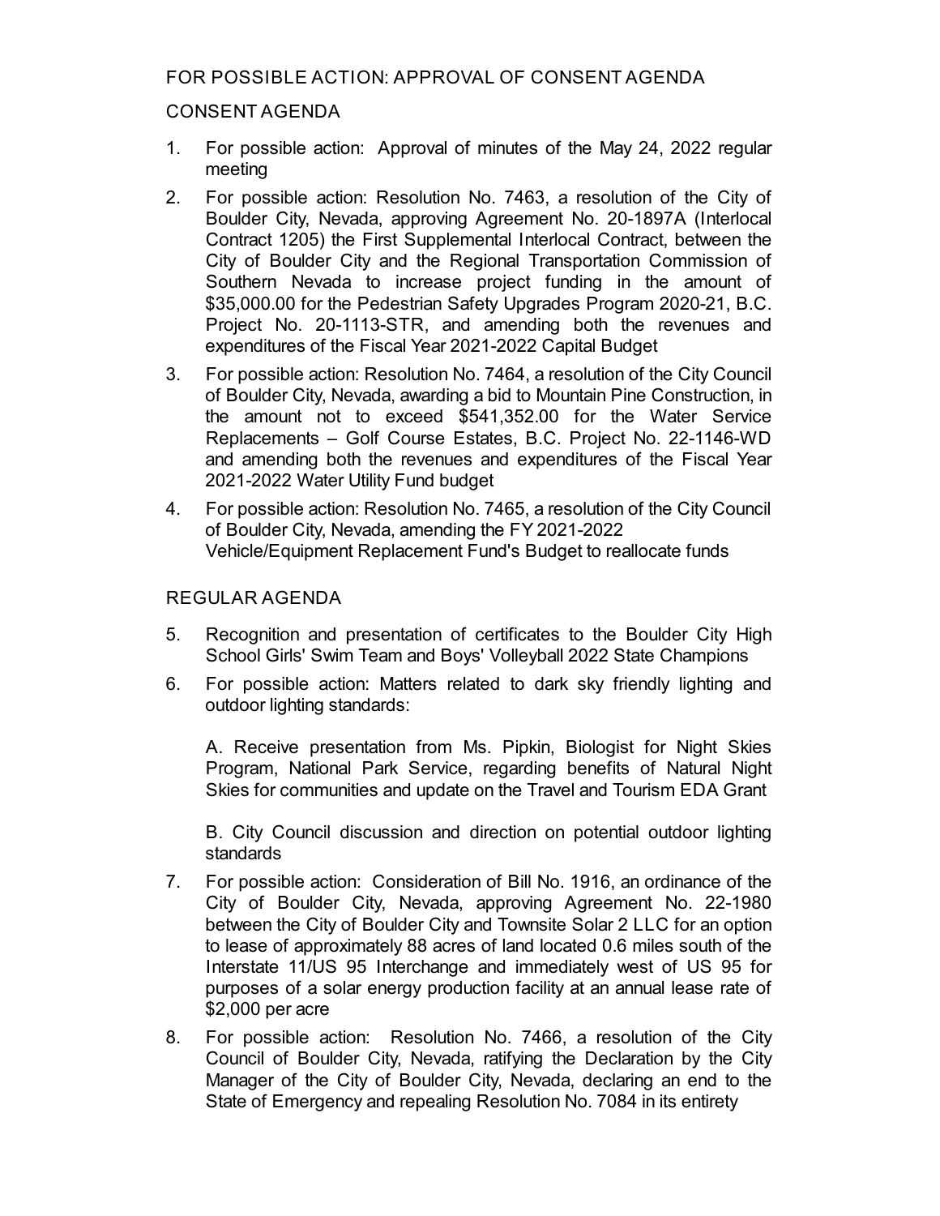FOR POSSIBLE ACTION: APPROVAL OF CONSENT AGENDA

CONSENT AGENDA

1. For possible action: Approval of minutes of the May 24, 2022 regular meeting
2. For possible action: Resolution No. 7463, a resolution of the City of Boulder City, Nevada, approving Agreement No. 20-1897A (Interlocal Contract 1205) the First Supplemental Interlocal Contract, between the City of Boulder City and the Regional Transportation Commission of Southern Nevada to increase project funding in the amount of $35,000.00 for the Pedestrian Safety Upgrades Program 2020-21, B.C. Project No. 20-1113-STR, and amending both the revenues and expenditures of the Fiscal Year 2021-2022 Capital Budget
3. For possible action: Resolution No. 7464, a resolution of the City Council of Boulder City, Nevada, awarding a bid to Mountain Pine Construction, in the amount not to exceed $541,352.00 for the Water Service Replacements – Golf Course Estates, B.C. Project No. 22-1146-WD and amending both the revenues and expenditures of the Fiscal Year 2021-2022 Water Utility Fund budget
4. For possible action: Resolution No. 7465, a resolution of the City Council of Boulder City, Nevada, amending the FY 2021-2022 Vehicle/Equipment Replacement Fund's Budget to reallocate funds

REGULAR AGENDA

5. Recognition and presentation of certificates to the Boulder City High School Girls' Swim Team and Boys' Volleyball 2022 State Champions
6. For possible action: Matters related to dark sky friendly lighting and outdoor lighting standards:

   A. Receive presentation from Ms. Pipkin, Biologist for Night Skies Program, National Park Service, regarding benefits of Natural Night Skies for communities and update on the Travel and Tourism EDA Grant

   B. City Council discussion and direction on potential outdoor lighting standards
7. For possible action: Consideration of Bill No. 1916, an ordinance of the City of Boulder City, Nevada, approving Agreement No. 22-1980 between the City of Boulder City and Townsite Solar 2 LLC for an option to lease of approximately 88 acres of land located 0.6 miles south of the Interstate 11/US 95 Interchange and immediately west of US 95 for purposes of a solar energy production facility at an annual lease rate of $2,000 per acre
8. For possible action: Resolution No. 7466, a resolution of the City Council of Boulder City, Nevada, ratifying the Declaration by the City Manager of the City of Boulder City, Nevada, declaring an end to the State of Emergency and repealing Resolution No. 7084 in its entirety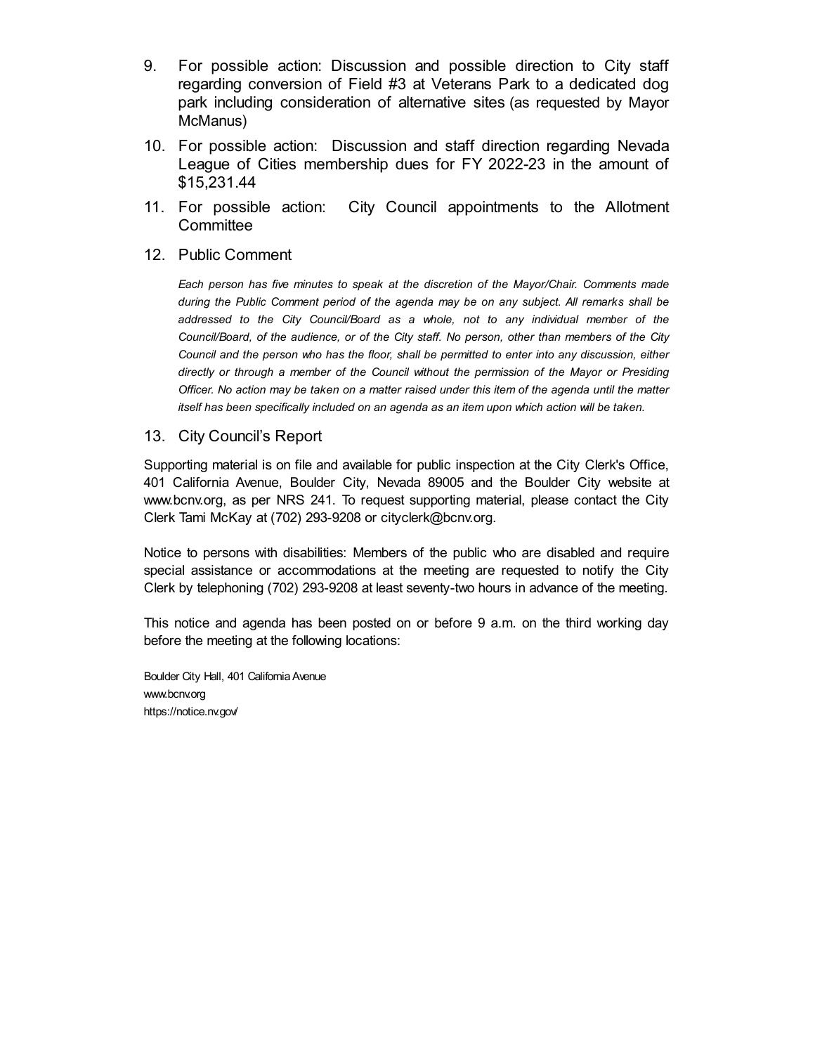9. For possible action: Discussion and possible direction to City staff regarding conversion of Field #3 at Veterans Park to a dedicated dog park including consideration of alternative sites (as requested by Mayor McManus)

10. For possible action: Discussion and staff direction regarding Nevada League of Cities membership dues for FY 2022-23 in the amount of $15,231.44

11. For possible action: City Council appointments to the Allotment Committee

12. Public Comment

    *Each person has five minutes to speak at the discretion of the Mayor/Chair. Comments made during the Public Comment period of the agenda may be on any subject. All remarks shall be addressed to the City Council/Board as a whole, not to any individual member of the Council/Board, of the audience, or of the City staff. No person, other than members of the City Council and the person who has the floor, shall be permitted to enter into any discussion, either directly or through a member of the Council without the permission of the Mayor or Presiding Officer. No action may be taken on a matter raised under this item of the agenda until the matter itself has been specifically included on an agenda as an item upon which action will be taken.*

13. City Council's Report

Supporting material is on file and available for public inspection at the City Clerk's Office, 401 California Avenue, Boulder City, Nevada 89005 and the Boulder City website at www.bcnv.org, as per NRS 241. To request supporting material, please contact the City Clerk Tami McKay at (702) 293-9208 or cityclerk@bcnv.org.

Notice to persons with disabilities: Members of the public who are disabled and require special assistance or accommodations at the meeting are requested to notify the City Clerk by telephoning (702) 293-9208 at least seventy-two hours in advance of the meeting.

This notice and agenda has been posted on or before 9 a.m. on the third working day before the meeting at the following locations:

Boulder City Hall, 401 California Avenue
www.bcnv.org
https://notice.nv.gov/